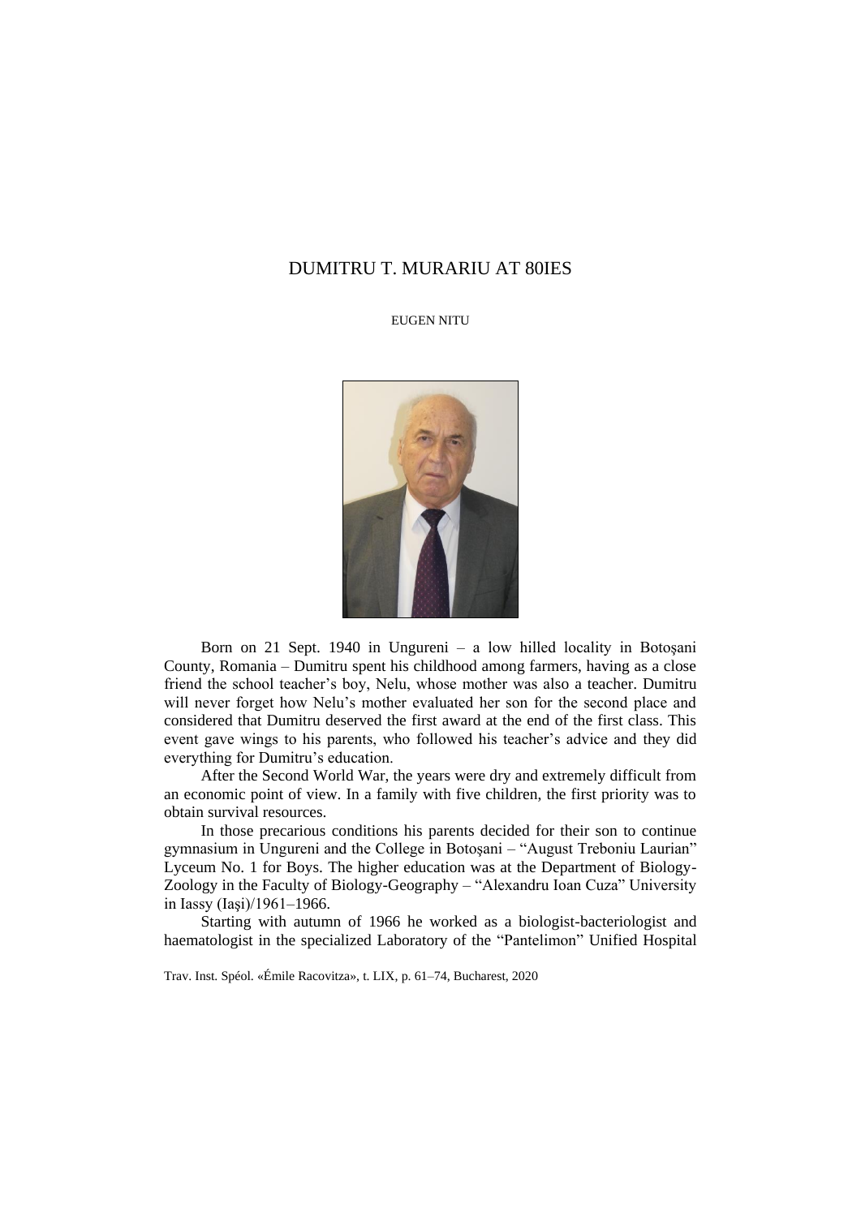# DUMITRU T. MURARIU AT 80IES

EUGEN NITU

Born on 21 Sept. 1940 in Ungureni – a low hilled locality in Botoșani County, Romania – Dumitru spent his childhood among farmers, having as a close friend the school teacher's boy, Nelu, whose mother was also a teacher. Dumitru will never forget how Nelu's mother evaluated her son for the second place and considered that Dumitru deserved the first award at the end of the first class. This event gave wings to his parents, who followed his teacher's advice and they did everything for Dumitru's education.

After the Second World War, the years were dry and extremely difficult from an economic point of view. In a family with five children, the first priority was to obtain survival resources.

In those precarious conditions his parents decided for their son to continue gymnasium in Ungureni and the College in Botoşani – "August Treboniu Laurian" Lyceum No. 1 for Boys. The higher education was at the Department of Biology-Zoology in the Faculty of Biology-Geography – "Alexandru Ioan Cuza" University in Iassy (Iaşi)/1961–1966.

Starting with autumn of 1966 he worked as a biologist-bacteriologist and haematologist in the specialized Laboratory of the "Pantelimon" Unified Hospital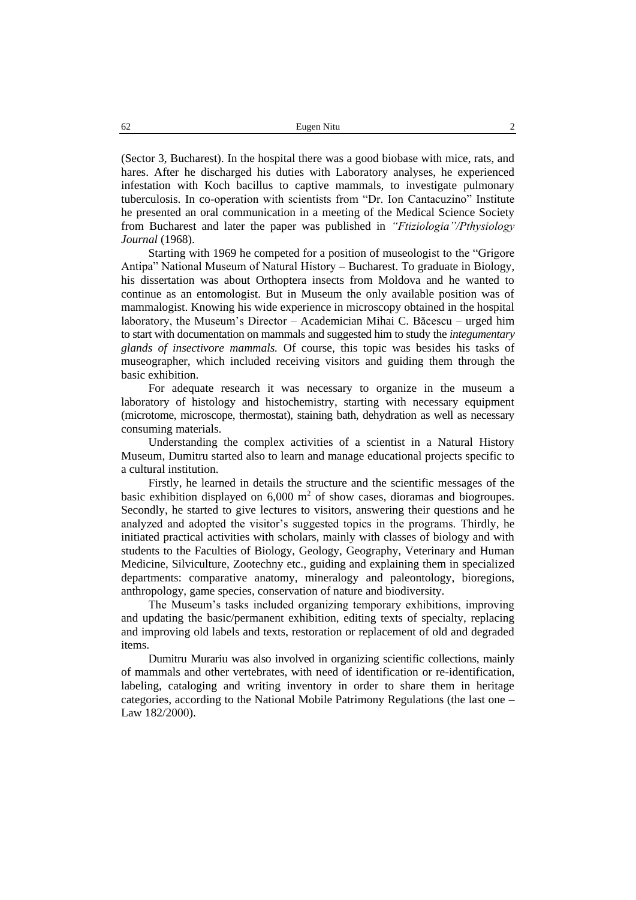(Sector 3, Bucharest). In the hospital there was a good biobase with mice, rats, and hares. After he discharged his duties with Laboratory analyses, he experienced infestation with Koch bacillus to captive mammals, to investigate pulmonary tuberculosis. In co-operation with scientists from "Dr. Ion Cantacuzino" Institute he presented an oral communication in a meeting of the Medical Science Society from Bucharest and later the paper was published in *"Ftiziologia"/Pthysiology Journal* (1968).

Starting with 1969 he competed for a position of museologist to the "Grigore Antipa" National Museum of Natural History – Bucharest. To graduate in Biology, his dissertation was about Orthoptera insects from Moldova and he wanted to continue as an entomologist. But in Museum the only available position was of mammalogist. Knowing his wide experience in microscopy obtained in the hospital laboratory, the Museum's Director – Academician Mihai C. Băcescu – urged him to start with documentation on mammals and suggested him to study the *integumentary glands of insectivore mammals.* Of course, this topic was besides his tasks of museographer, which included receiving visitors and guiding them through the basic exhibition.

For adequate research it was necessary to organize in the museum a laboratory of histology and histochemistry, starting with necessary equipment (microtome, microscope, thermostat), staining bath, dehydration as well as necessary consuming materials.

Understanding the complex activities of a scientist in a Natural History Museum, Dumitru started also to learn and manage educational projects specific to a cultural institution.

Firstly, he learned in details the structure and the scientific messages of the basic exhibition displayed on 6,000 $m^2$ of show cases, dioramas and biogroupes. Secondly, he started to give lectures to visitors, answering their questions and he analyzed and adopted the visitor's suggested topics in the programs. Thirdly, he initiated practical activities with scholars, mainly with classes of biology and with students to the Faculties of Biology, Geology, Geography, Veterinary and Human Medicine, Silviculture, Zootechny etc., guiding and explaining them in specialized departments: comparative anatomy, mineralogy and paleontology, bioregions, anthropology, game species, conservation of nature and biodiversity.

The Museum's tasks included organizing temporary exhibitions, improving and updating the basic/permanent exhibition, editing texts of specialty, replacing and improving old labels and texts, restoration or replacement of old and degraded items.

Dumitru Murariu was also involved in organizing scientific collections, mainly of mammals and other vertebrates, with need of identification or re-identification, labeling, cataloging and writing inventory in order to share them in heritage categories, according to the National Mobile Patrimony Regulations (the last one – Law 182/2000).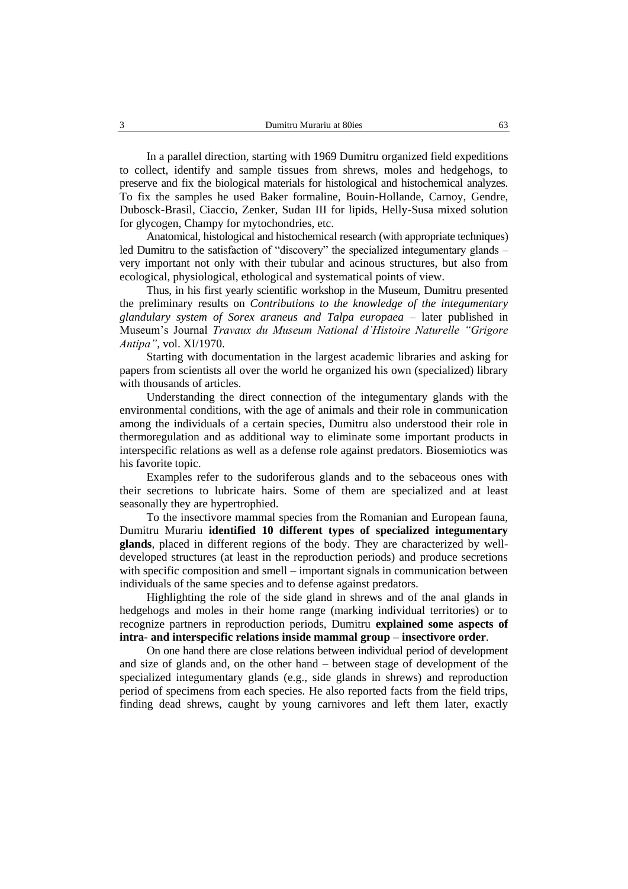In a parallel direction, starting with 1969 Dumitru organized field expeditions to collect, identify and sample tissues from shrews, moles and hedgehogs, to preserve and fix the biological materials for histological and histochemical analyzes. To fix the samples he used Baker formaline, Bouin-Hollande, Carnoy, Gendre, Dubosck-Brasil, Ciaccio, Zenker, Sudan III for lipids, Helly-Susa mixed solution for glycogen, Champy for mytochondries, etc.

Anatomical, histological and histochemical research (with appropriate techniques) led Dumitru to the satisfaction of "discovery" the specialized integumentary glands – very important not only with their tubular and acinous structures, but also from ecological, physiological, ethological and systematical points of view.

Thus, in his first yearly scientific workshop in the Museum, Dumitru presented the preliminary results on *Contributions to the knowledge of the integumentary glandulary system of Sorex araneus and Talpa europaea* – later published in Museum's Journal *Travaux du Museum National d'Histoire Naturelle "Grigore Antipa"*, vol. XI/1970.

Starting with documentation in the largest academic libraries and asking for papers from scientists all over the world he organized his own (specialized) library with thousands of articles.

Understanding the direct connection of the integumentary glands with the environmental conditions, with the age of animals and their role in communication among the individuals of a certain species, Dumitru also understood their role in thermoregulation and as additional way to eliminate some important products in interspecific relations as well as a defense role against predators. Biosemiotics was his favorite topic.

Examples refer to the sudoriferous glands and to the sebaceous ones with their secretions to lubricate hairs. Some of them are specialized and at least seasonally they are hypertrophied.

To the insectivore mammal species from the Romanian and European fauna, Dumitru Murariu **identified 10 different types of specialized integumentary glands**, placed in different regions of the body. They are characterized by well-developed structures (at least in the reproduction periods) and produce secretions with specific composition and smell – important signals in communication between individuals of the same species and to defense against predators.

Highlighting the role of the side gland in shrews and of the anal glands in hedgehogs and moles in their home range (marking individual territories) or to recognize partners in reproduction periods, Dumitru **explained some aspects of intra- and interspecific relations inside mammal group – insectivore order**.

On one hand there are close relations between individual period of development and size of glands and, on the other hand – between stage of development of the specialized integumentary glands (e.g., side glands in shrews) and reproduction period of specimens from each species. He also reported facts from the field trips, finding dead shrews, caught by young carnivores and left them later, exactly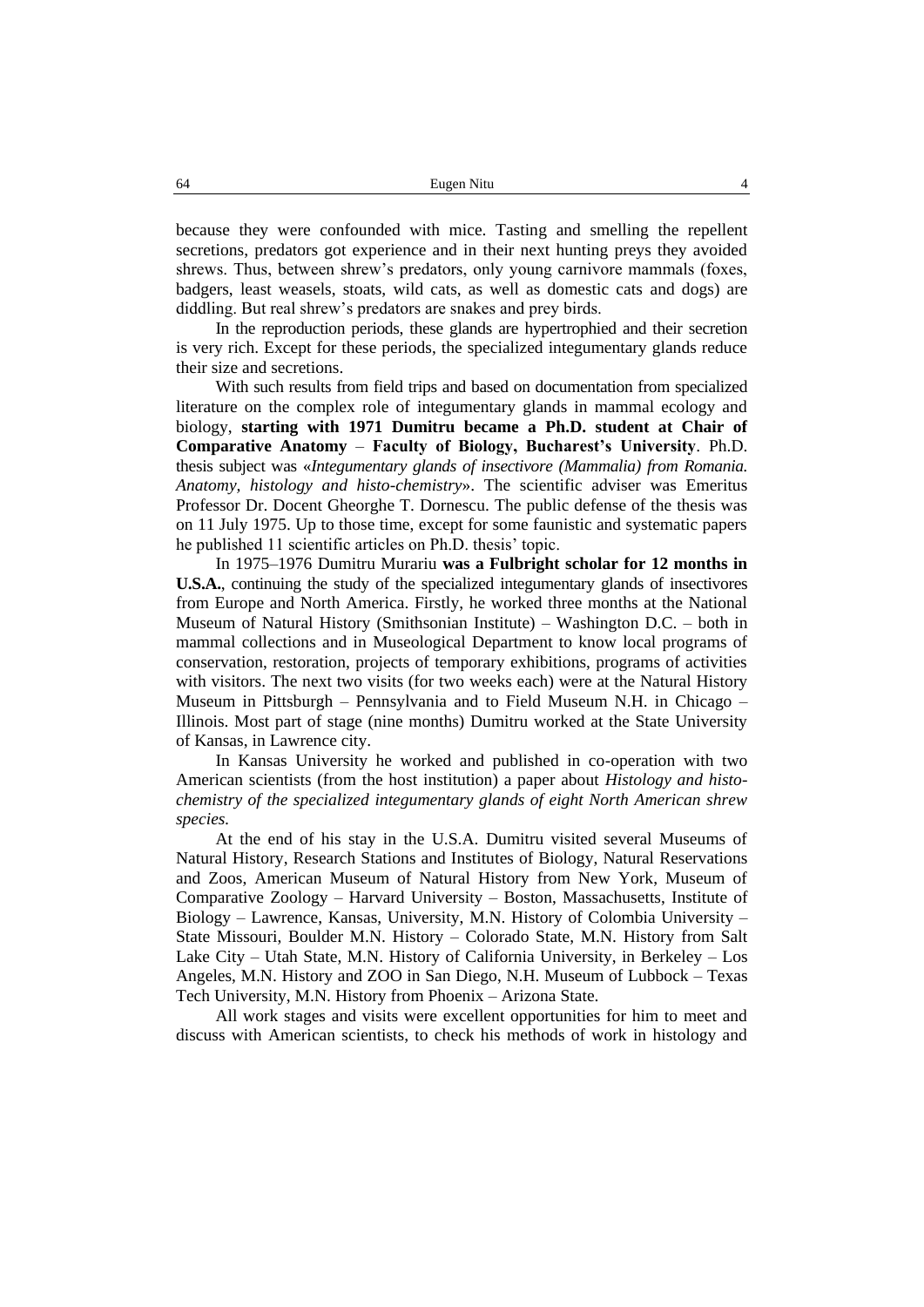because they were confounded with mice. Tasting and smelling the repellent secretions, predators got experience and in their next hunting preys they avoided shrews. Thus, between shrew's predators, only young carnivore mammals (foxes, badgers, least weasels, stoats, wild cats, as well as domestic cats and dogs) are diddling. But real shrew's predators are snakes and prey birds.

In the reproduction periods, these glands are hypertrophied and their secretion is very rich. Except for these periods, the specialized integumentary glands reduce their size and secretions.

With such results from field trips and based on documentation from specialized literature on the complex role of integumentary glands in mammal ecology and biology, **starting with 1971 Dumitru became a Ph.D. student at Chair of Comparative Anatomy – Faculty of Biology, Bucharest's University**. Ph.D. thesis subject was «*Integumentary glands of insectivore (Mammalia) from Romania. Anatomy, histology and histo-chemistry*». The scientific adviser was Emeritus Professor Dr. Docent Gheorghe T. Dornescu. The public defense of the thesis was on 11 July 1975. Up to those time, except for some faunistic and systematic papers he published 11 scientific articles on Ph.D. thesis' topic.

In 1975–1976 Dumitru Murariu **was a Fulbright scholar for 12 months in U.S.A.**, continuing the study of the specialized integumentary glands of insectivores from Europe and North America. Firstly, he worked three months at the National Museum of Natural History (Smithsonian Institute) – Washington D.C. – both in mammal collections and in Museological Department to know local programs of conservation, restoration, projects of temporary exhibitions, programs of activities with visitors. The next two visits (for two weeks each) were at the Natural History Museum in Pittsburgh – Pennsylvania and to Field Museum N.H. in Chicago – Illinois. Most part of stage (nine months) Dumitru worked at the State University of Kansas, in Lawrence city.

In Kansas University he worked and published in co-operation with two American scientists (from the host institution) a paper about *Histology and histo-chemistry of the specialized integumentary glands of eight North American shrew species.*

At the end of his stay in the U.S.A. Dumitru visited several Museums of Natural History, Research Stations and Institutes of Biology, Natural Reservations and Zoos, American Museum of Natural History from New York, Museum of Comparative Zoology – Harvard University – Boston, Massachusetts, Institute of Biology – Lawrence, Kansas, University, M.N. History of Colombia University – State Missouri, Boulder M.N. History – Colorado State, M.N. History from Salt Lake City – Utah State, M.N. History of California University, in Berkeley – Los Angeles, M.N. History and ZOO in San Diego, N.H. Museum of Lubbock – Texas Tech University, M.N. History from Phoenix – Arizona State.

All work stages and visits were excellent opportunities for him to meet and discuss with American scientists, to check his methods of work in histology and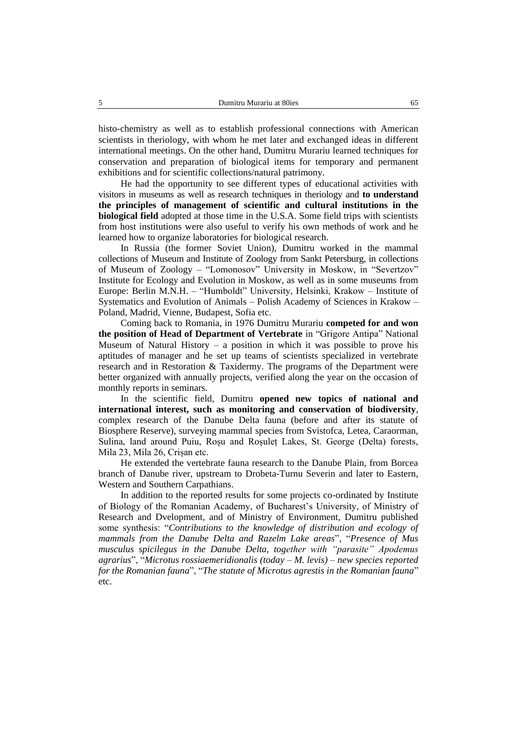histo-chemistry as well as to establish professional connections with American scientists in theriology, with whom he met later and exchanged ideas in different international meetings. On the other hand, Dumitru Murariu learned techniques for conservation and preparation of biological items for temporary and permanent exhibitions and for scientific collections/natural patrimony.

He had the opportunity to see different types of educational activities with visitors in museums as well as research techniques in theriology and **to understand the principles of management of scientific and cultural institutions in the biological field** adopted at those time in the U.S.A. Some field trips with scientists from host institutions were also useful to verify his own methods of work and he learned how to organize laboratories for biological research.

In Russia (the former Soviet Union), Dumitru worked in the mammal collections of Museum and Institute of Zoology from Sankt Petersburg, in collections of Museum of Zoology – "Lomonosov" University in Moskow, in "Severtzov" Institute for Ecology and Evolution in Moskow, as well as in some museums from Europe: Berlin M.N.H. – "Humboldt" University, Helsinki, Krakow – Institute of Systematics and Evolution of Animals – Polish Academy of Sciences in Krakow – Poland, Madrid, Vienne, Budapest, Sofia etc.

Coming back to Romania, in 1976 Dumitru Murariu **competed for and won the position of Head of Department of Vertebrate** in "Grigore Antipa" National Museum of Natural History – a position in which it was possible to prove his aptitudes of manager and he set up teams of scientists specialized in vertebrate research and in Restoration & Taxidermy. The programs of the Department were better organized with annually projects, verified along the year on the occasion of monthly reports in seminars.

In the scientific field, Dumitru **opened new topics of national and international interest, such as monitoring and conservation of biodiversity**, complex research of the Danube Delta fauna (before and after its statute of Biosphere Reserve), surveying mammal species from Svistofca, Letea, Caraorman, Sulina, land around Puiu, Roșu and Roșuleț Lakes, St. George (Delta) forests, Mila 23, Mila 26, Crișan etc.

He extended the vertebrate fauna research to the Danube Plain, from Borcea branch of Danube river, upstream to Drobeta-Turnu Severin and later to Eastern, Western and Southern Carpathians.

In addition to the reported results for some projects co-ordinated by Institute of Biology of the Romanian Academy, of Bucharest's University, of Ministry of Research and Dvelopment, and of Ministry of Environment, Dumitru published some synthesis: "*Contributions to the knowledge of distribution and ecology of mammals from the Danube Delta and Razelm Lake areas*", "*Presence of Mus musculus spicilegus in the Danube Delta, together with "parasite" Apodemus agrarius*", "*Microtus rossiaemeridionalis (today – M. levis) – new species reported for the Romanian fauna*", "*The statute of Microtus agrestis in the Romanian fauna*" etc.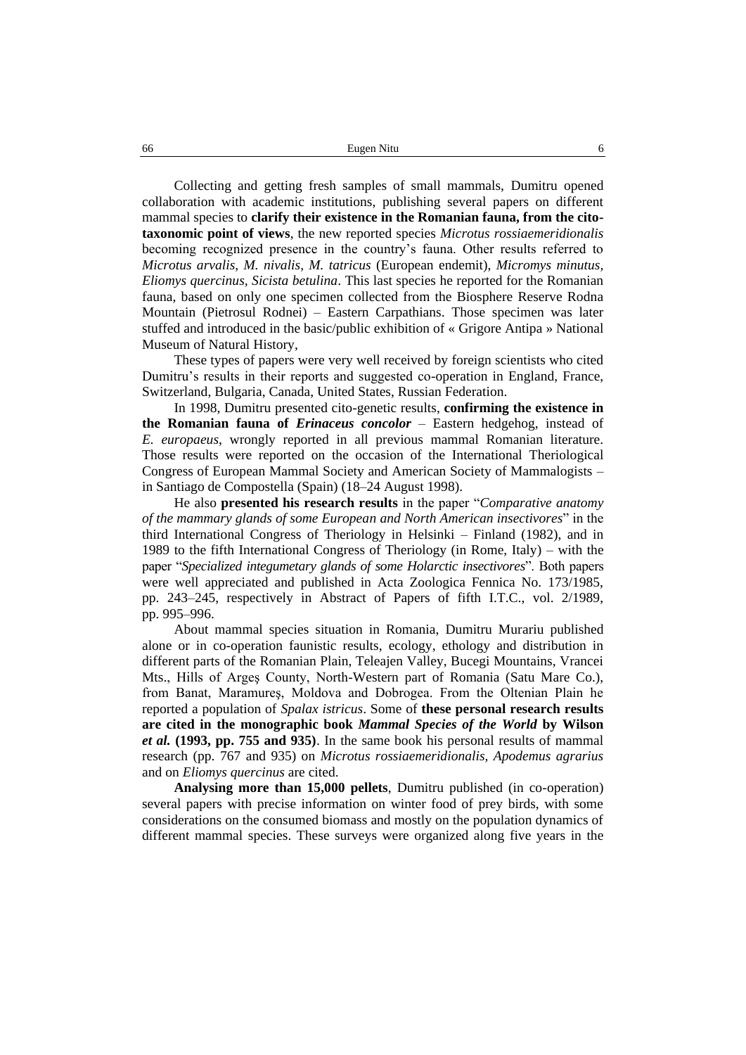Collecting and getting fresh samples of small mammals, Dumitru opened collaboration with academic institutions, publishing several papers on different mammal species to **clarify their existence in the Romanian fauna, from the cito-taxonomic point of views**, the new reported species *Microtus rossiaemeridionalis* becoming recognized presence in the country's fauna. Other results referred to *Microtus arvalis, M. nivalis, M. tatricus* (European endemit), *Micromys minutus, Eliomys quercinus, Sicista betulina*. This last species he reported for the Romanian fauna, based on only one specimen collected from the Biosphere Reserve Rodna Mountain (Pietrosul Rodnei) – Eastern Carpathians. Those specimen was later stuffed and introduced in the basic/public exhibition of « Grigore Antipa » National Museum of Natural History,

These types of papers were very well received by foreign scientists who cited Dumitru's results in their reports and suggested co-operation in England, France, Switzerland, Bulgaria, Canada, United States, Russian Federation.

In 1998, Dumitru presented cito-genetic results, **confirming the existence in the Romanian fauna of *Erinaceus concolor*** – Eastern hedgehog, instead of *E. europaeus*, wrongly reported in all previous mammal Romanian literature. Those results were reported on the occasion of the International Theriological Congress of European Mammal Society and American Society of Mammalogists – in Santiago de Compostella (Spain) (18–24 August 1998).

He also **presented his research results** in the paper "*Comparative anatomy of the mammary glands of some European and North American insectivores*" in the third International Congress of Theriology in Helsinki – Finland (1982), and in 1989 to the fifth International Congress of Theriology (in Rome, Italy) – with the paper "*Specialized integumetary glands of some Holarctic insectivores*". Both papers were well appreciated and published in Acta Zoologica Fennica No. 173/1985, pp. 243–245, respectively in Abstract of Papers of fifth I.T.C., vol. 2/1989, pp. 995–996.

About mammal species situation in Romania, Dumitru Murariu published alone or in co-operation faunistic results, ecology, ethology and distribution in different parts of the Romanian Plain, Teleajen Valley, Bucegi Mountains, Vrancei Mts., Hills of Argeş County, North-Western part of Romania (Satu Mare Co.), from Banat, Maramureş, Moldova and Dobrogea. From the Oltenian Plain he reported a population of *Spalax istricus*. Some of **these personal research results are cited in the monographic book *Mammal Species of the World* by Wilson *et al.* (1993, pp. 755 and 935)**. In the same book his personal results of mammal research (pp. 767 and 935) on *Microtus rossiaemeridionalis, Apodemus agrarius* and on *Eliomys quercinus* are cited.

**Analysing more than 15,000 pellets**, Dumitru published (in co-operation) several papers with precise information on winter food of prey birds, with some considerations on the consumed biomass and mostly on the population dynamics of different mammal species. These surveys were organized along five years in the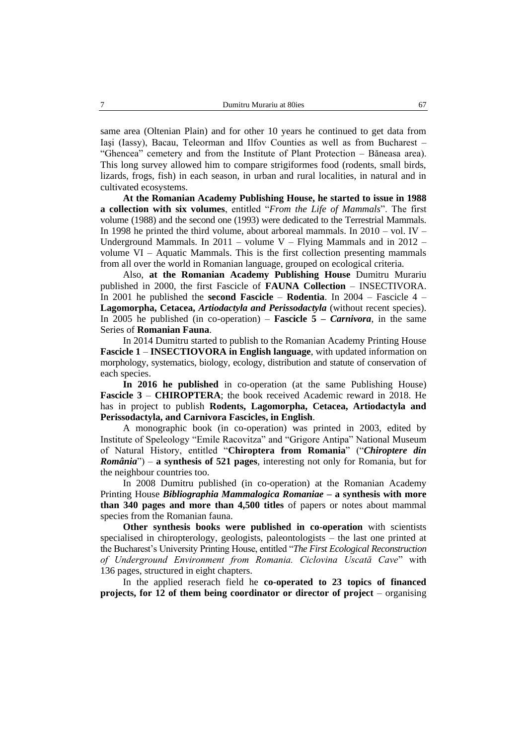same area (Oltenian Plain) and for other 10 years he continued to get data from Iaşi (Iassy), Bacau, Teleorman and Ilfov Counties as well as from Bucharest – "Ghencea" cemetery and from the Institute of Plant Protection – Băneasa area). This long survey allowed him to compare strigiformes food (rodents, small birds, lizards, frogs, fish) in each season, in urban and rural localities, in natural and in cultivated ecosystems.

**At the Romanian Academy Publishing House, he started to issue in 1988 a collection with six volumes**, entitled "*From the Life of Mammals*". The first volume (1988) and the second one (1993) were dedicated to the Terrestrial Mammals. In 1998 he printed the third volume, about arboreal mammals. In 2010 – vol. IV – Underground Mammals. In 2011 – volume V – Flying Mammals and in 2012 – volume VI – Aquatic Mammals. This is the first collection presenting mammals from all over the world in Romanian language, grouped on ecological criteria.

Also, **at the Romanian Academy Publishing House** Dumitru Murariu published in 2000, the first Fascicle of **FAUNA Collection** – INSECTIVORA. In 2001 he published the **second Fascicle** – **Rodentia**. In 2004 – Fascicle 4 – **Lagomorpha, Cetacea,** ***Artiodactyla and Perissodactyla*** (without recent species). In 2005 he published (in co-operation) – **Fascicle 5 –** ***Carnivora***, in the same Series of **Romanian Fauna**.

In 2014 Dumitru started to publish to the Romanian Academy Printing House **Fascicle 1** – **INSECTIOVORA in English language**, with updated information on morphology, systematics, biology, ecology, distribution and statute of conservation of each species.

**In 2016 he published** in co-operation (at the same Publishing House) **Fascicle 3** – **CHIROPTERA**; the book received Academic reward in 2018. He has in project to publish **Rodents, Lagomorpha, Cetacea, Artiodactyla and Perissodactyla, and Carnivora Fascicles, in English**.

A monographic book (in co-operation) was printed in 2003, edited by Institute of Speleology "Emile Racovitza" and "Grigore Antipa" National Museum of Natural History, entitled "**Chiroptera from Romania**" ("***Chiroptere din România***") – **a synthesis of 521 pages**, interesting not only for Romania, but for the neighbour countries too.

In 2008 Dumitru published (in co-operation) at the Romanian Academy Printing House ***Bibliographia Mammalogica Romaniae*** **– a synthesis with more than 340 pages and more than 4,500 titles** of papers or notes about mammal species from the Romanian fauna.

**Other synthesis books were published in co-operation** with scientists specialised in chiropterology, geologists, paleontologists – the last one printed at the Bucharest's University Printing House, entitled "*The First Ecological Reconstruction of Underground Environment from Romania. Ciclovina Uscată Cave*" with 136 pages, structured in eight chapters.

In the applied reserach field he **co-operated to 23 topics of financed projects, for 12 of them being coordinator or director of project** – organising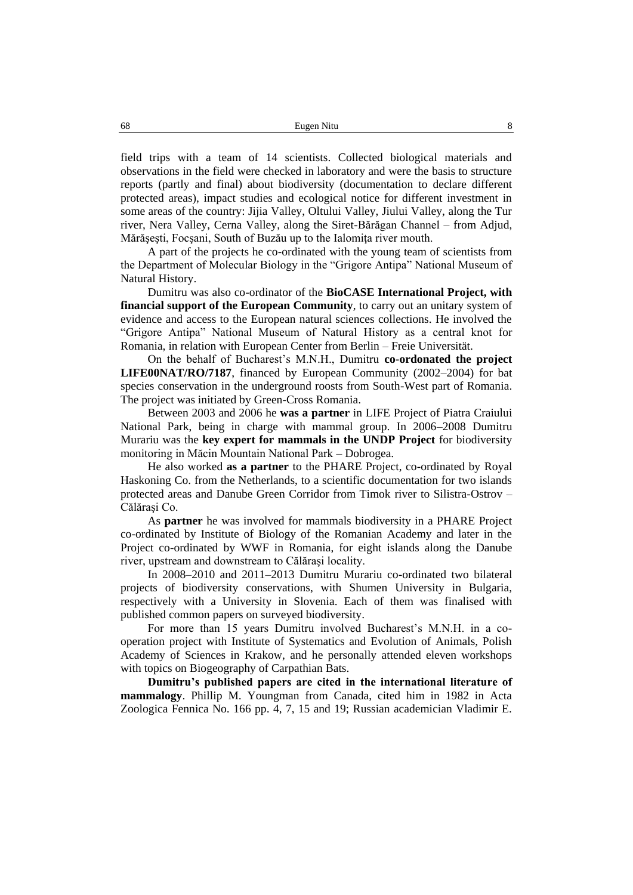field trips with a team of 14 scientists. Collected biological materials and observations in the field were checked in laboratory and were the basis to structure reports (partly and final) about biodiversity (documentation to declare different protected areas), impact studies and ecological notice for different investment in some areas of the country: Jijia Valley, Oltului Valley, Jiului Valley, along the Tur river, Nera Valley, Cerna Valley, along the Siret-Bărăgan Channel – from Adjud, Mărăşeşti, Focşani, South of Buzău up to the Ialomiţa river mouth.

A part of the projects he co-ordinated with the young team of scientists from the Department of Molecular Biology in the "Grigore Antipa" National Museum of Natural History.

Dumitru was also co-ordinator of the **BioCASE International Project, with financial support of the European Community**, to carry out an unitary system of evidence and access to the European natural sciences collections. He involved the "Grigore Antipa" National Museum of Natural History as a central knot for Romania, in relation with European Center from Berlin – Freie Universität.

On the behalf of Bucharest's M.N.H., Dumitru **co-ordonated the project LIFE00NAT/RO/7187**, financed by European Community (2002–2004) for bat species conservation in the underground roosts from South-West part of Romania. The project was initiated by Green-Cross Romania.

Between 2003 and 2006 he **was a partner** in LIFE Project of Piatra Craiului National Park, being in charge with mammal group. In 2006–2008 Dumitru Murariu was the **key expert for mammals in the UNDP Project** for biodiversity monitoring in Măcin Mountain National Park – Dobrogea.

He also worked **as a partner** to the PHARE Project, co-ordinated by Royal Haskoning Co. from the Netherlands, to a scientific documentation for two islands protected areas and Danube Green Corridor from Timok river to Silistra-Ostrov – Călăraşi Co.

As **partner** he was involved for mammals biodiversity in a PHARE Project co-ordinated by Institute of Biology of the Romanian Academy and later in the Project co-ordinated by WWF in Romania, for eight islands along the Danube river, upstream and downstream to Călăraşi locality.

In 2008–2010 and 2011–2013 Dumitru Murariu co-ordinated two bilateral projects of biodiversity conservations, with Shumen University in Bulgaria, respectively with a University in Slovenia. Each of them was finalised with published common papers on surveyed biodiversity.

For more than 15 years Dumitru involved Bucharest's M.N.H. in a co-operation project with Institute of Systematics and Evolution of Animals, Polish Academy of Sciences in Krakow, and he personally attended eleven workshops with topics on Biogeography of Carpathian Bats.

**Dumitru's published papers are cited in the international literature of mammalogy**. Phillip M. Youngman from Canada, cited him in 1982 in Acta Zoologica Fennica No. 166 pp. 4, 7, 15 and 19; Russian academician Vladimir E.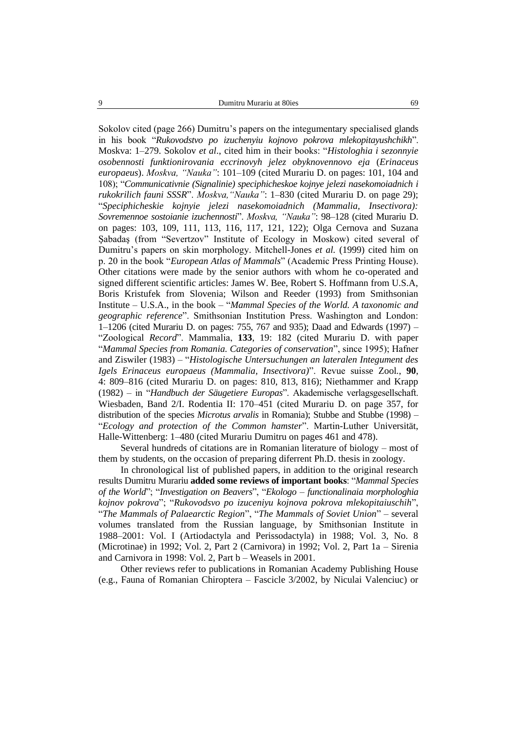Sokolov cited (page 266) Dumitru's papers on the integumentary specialised glands in his book "*Rukovodstvo po izuchenyiu kojnovo pokrova mlekopitayushchikh*". Moskva: 1–279. Sokolov *et al*., cited him in their books: "*Histologhia i sezonnyie osobennosti funktionirovania eccrinovyh jelez obyknovennovo eja* (*Erinaceus europaeus*). *Moskva, "Nauka"*: 101–109 (cited Murariu D. on pages: 101, 104 and 108); "*Communicativnie (Signalinie) speciphicheskoe kojnye jelezi nasekomoiadnich i rukokrilich fauni SSSR*". *Moskva,"Nauka"*: 1–830 (cited Murariu D. on page 29); "*Speciphicheskie kojnyie jelezi nasekomoiadnich (Mammalia, Insectivora): Sovremennoe sostoianie izuchennosti*". *Moskva, "Nauka"*: 98–128 (cited Murariu D. on pages: 103, 109, 111, 113, 116, 117, 121, 122); Olga Cernova and Suzana Şabadaş (from "Severtzov" Institute of Ecology in Moskow) cited several of Dumitru's papers on skin morphology. Mitchell-Jones *et al.* (1999) cited him on p. 20 in the book "*European Atlas of Mammals*" (Academic Press Printing House). Other citations were made by the senior authors with whom he co-operated and signed different scientific articles: James W. Bee, Robert S. Hoffmann from U.S.A, Boris Kristufek from Slovenia; Wilson and Reeder (1993) from Smithsonian Institute – U.S.A., in the book – "*Mammal Species of the World. A taxonomic and geographic reference*". Smithsonian Institution Press. Washington and London: 1–1206 (cited Murariu D. on pages: 755, 767 and 935); Daad and Edwards (1997) – "Zoological *Record*". Mammalia, **133**, 19: 182 (cited Murariu D. with paper "*Mammal Species from Romania. Categories of conservation*", since 1995); Hafner and Ziswiler (1983) – "*Histologische Untersuchungen an lateralen Integument des Igels Erinaceus europaeus (Mammalia, Insectivora)*". Revue suisse Zool., **90**, 4: 809–816 (cited Murariu D. on pages: 810, 813, 816); Niethammer and Krapp (1982) – in "*Handbuch der Säugetiere Europas*". Akademische verlagsgesellschaft. Wiesbaden, Band 2/I. Rodentia II: 170–451 (cited Murariu D. on page 357, for distribution of the species *Microtus arvalis* in Romania); Stubbe and Stubbe (1998) – "*Ecology and protection of the Common hamster*". Martin-Luther Universität, Halle-Wittenberg: 1–480 (cited Murariu Dumitru on pages 461 and 478).

Several hundreds of citations are in Romanian literature of biology – most of them by students, on the occasion of preparing diferrent Ph.D. thesis in zoology.

In chronological list of published papers, in addition to the original research results Dumitru Murariu **added some reviews of important books**: "*Mammal Species of the World*"; "*Investigation on Beavers*", "*Ekologo – functionalinaia morphologhia kojnov pokrova*"; "*Rukovodsvo po izuceniyu kojnova pokrova mlekopitaiuschih*", "*The Mammals of Palaearctic Region*", "*The Mammals of Soviet Union*" – several volumes translated from the Russian language, by Smithsonian Institute in 1988–2001: Vol. I (Artiodactyla and Perissodactyla) in 1988; Vol. 3, No. 8 (Microtinae) in 1992; Vol. 2, Part 2 (Carnivora) in 1992; Vol. 2, Part 1a – Sirenia and Carnivora in 1998: Vol. 2, Part b – Weasels in 2001.

Other reviews refer to publications in Romanian Academy Publishing House (e.g., Fauna of Romanian Chiroptera – Fascicle 3/2002, by Niculai Valenciuc) or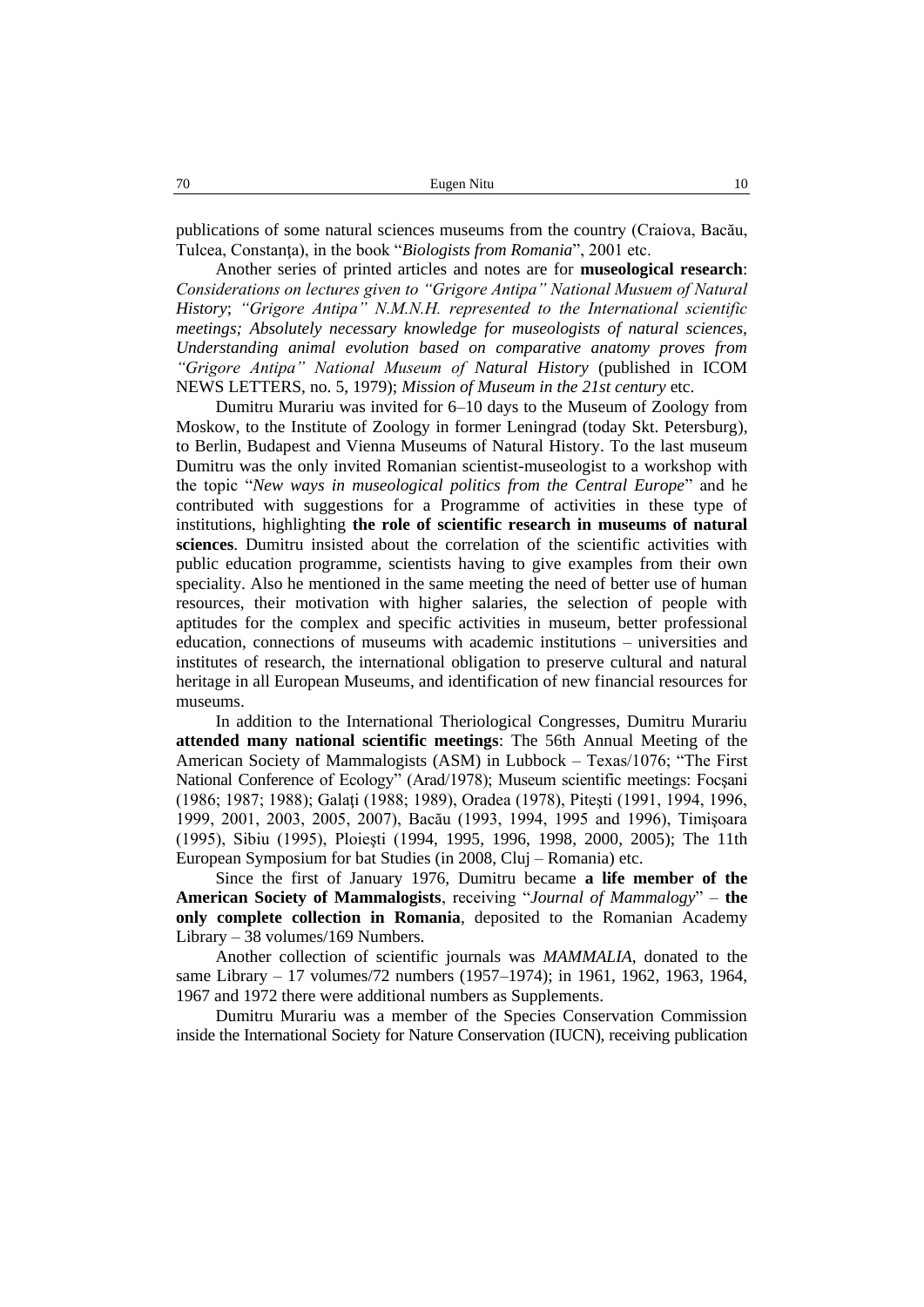publications of some natural sciences museums from the country (Craiova, Bacău, Tulcea, Constanţa), in the book "*Biologists from Romania*", 2001 etc.

Another series of printed articles and notes are for **museological research**: *Considerations on lectures given to "Grigore Antipa" National Musuem of Natural History*; *"Grigore Antipa" N.M.N.H. represented to the International scientific meetings; Absolutely necessary knowledge for museologists of natural sciences, Understanding animal evolution based on comparative anatomy proves from "Grigore Antipa" National Museum of Natural History* (published in ICOM NEWS LETTERS, no. 5, 1979); *Mission of Museum in the 21st century* etc.

Dumitru Murariu was invited for 6–10 days to the Museum of Zoology from Moskow, to the Institute of Zoology in former Leningrad (today Skt. Petersburg), to Berlin, Budapest and Vienna Museums of Natural History. To the last museum Dumitru was the only invited Romanian scientist-museologist to a workshop with the topic "*New ways in museological politics from the Central Europe*" and he contributed with suggestions for a Programme of activities in these type of institutions, highlighting **the role of scientific research in museums of natural sciences**. Dumitru insisted about the correlation of the scientific activities with public education programme, scientists having to give examples from their own speciality. Also he mentioned in the same meeting the need of better use of human resources, their motivation with higher salaries, the selection of people with aptitudes for the complex and specific activities in museum, better professional education, connections of museums with academic institutions – universities and institutes of research, the international obligation to preserve cultural and natural heritage in all European Museums, and identification of new financial resources for museums.

In addition to the International Theriological Congresses, Dumitru Murariu **attended many national scientific meetings**: The 56th Annual Meeting of the American Society of Mammalogists (ASM) in Lubbock – Texas/1076; "The First National Conference of Ecology" (Arad/1978); Museum scientific meetings: Focşani (1986; 1987; 1988); Galaţi (1988; 1989), Oradea (1978), Piteşti (1991, 1994, 1996, 1999, 2001, 2003, 2005, 2007), Bacău (1993, 1994, 1995 and 1996), Timişoara (1995), Sibiu (1995), Ploieşti (1994, 1995, 1996, 1998, 2000, 2005); The 11th European Symposium for bat Studies (in 2008, Cluj – Romania) etc.

Since the first of January 1976, Dumitru became **a life member of the American Society of Mammalogists**, receiving "*Journal of Mammalogy*" – **the only complete collection in Romania**, deposited to the Romanian Academy Library – 38 volumes/169 Numbers.

Another collection of scientific journals was *MAMMALIA*, donated to the same Library – 17 volumes/72 numbers (1957–1974); in 1961, 1962, 1963, 1964, 1967 and 1972 there were additional numbers as Supplements.

Dumitru Murariu was a member of the Species Conservation Commission inside the International Society for Nature Conservation (IUCN), receiving publication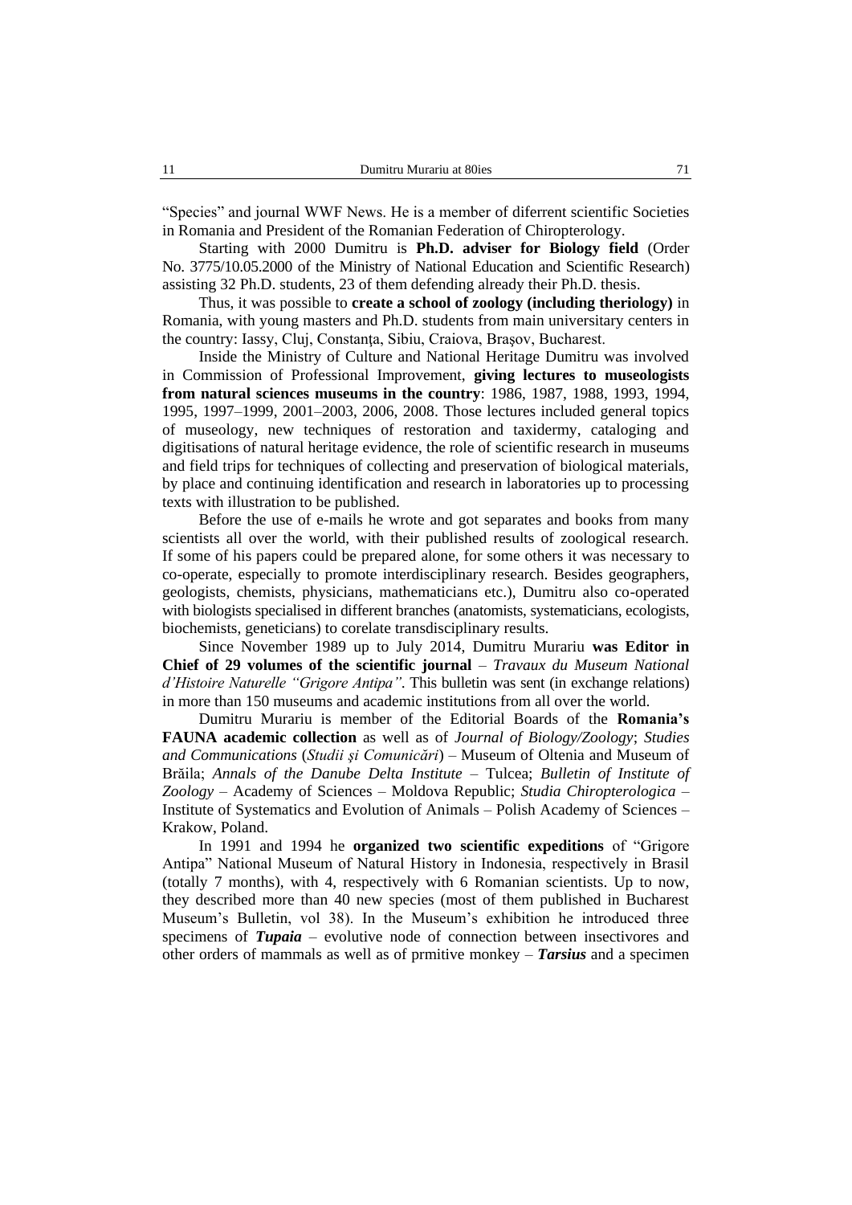"Species" and journal WWF News. He is a member of diferrent scientific Societies in Romania and President of the Romanian Federation of Chiropterology.

Starting with 2000 Dumitru is **Ph.D. adviser for Biology field** (Order No. 3775/10.05.2000 of the Ministry of National Education and Scientific Research) assisting 32 Ph.D. students, 23 of them defending already their Ph.D. thesis.

Thus, it was possible to **create a school of zoology (including theriology)** in Romania, with young masters and Ph.D. students from main universitary centers in the country: Iassy, Cluj, Constanța, Sibiu, Craiova, Brașov, Bucharest.

Inside the Ministry of Culture and National Heritage Dumitru was involved in Commission of Professional Improvement, **giving lectures to museologists from natural sciences museums in the country**: 1986, 1987, 1988, 1993, 1994, 1995, 1997–1999, 2001–2003, 2006, 2008. Those lectures included general topics of museology, new techniques of restoration and taxidermy, cataloging and digitisations of natural heritage evidence, the role of scientific research in museums and field trips for techniques of collecting and preservation of biological materials, by place and continuing identification and research in laboratories up to processing texts with illustration to be published.

Before the use of e-mails he wrote and got separates and books from many scientists all over the world, with their published results of zoological research. If some of his papers could be prepared alone, for some others it was necessary to co-operate, especially to promote interdisciplinary research. Besides geographers, geologists, chemists, physicians, mathematicians etc.), Dumitru also co-operated with biologists specialised in different branches (anatomists, systematicians, ecologists, biochemists, geneticians) to corelate transdisciplinary results.

Since November 1989 up to July 2014, Dumitru Murariu **was Editor in Chief of 29 volumes of the scientific journal** – *Travaux du Museum National d'Histoire Naturelle "Grigore Antipa"*. This bulletin was sent (in exchange relations) in more than 150 museums and academic institutions from all over the world.

Dumitru Murariu is member of the Editorial Boards of the **Romania's FAUNA academic collection** as well as of *Journal of Biology/Zoology*; *Studies and Communications* (*Studii şi Comunicări*) – Museum of Oltenia and Museum of Brăila; *Annals of the Danube Delta Institute* – Tulcea; *Bulletin of Institute of Zoology* – Academy of Sciences – Moldova Republic; *Studia Chiropterologica* – Institute of Systematics and Evolution of Animals – Polish Academy of Sciences – Krakow, Poland.

In 1991 and 1994 he **organized two scientific expeditions** of "Grigore Antipa" National Museum of Natural History in Indonesia, respectively in Brasil (totally 7 months), with 4, respectively with 6 Romanian scientists. Up to now, they described more than 40 new species (most of them published in Bucharest Museum's Bulletin, vol 38). In the Museum's exhibition he introduced three specimens of ***Tupaia*** – evolutive node of connection between insectivores and other orders of mammals as well as of prmitive monkey – ***Tarsius*** and a specimen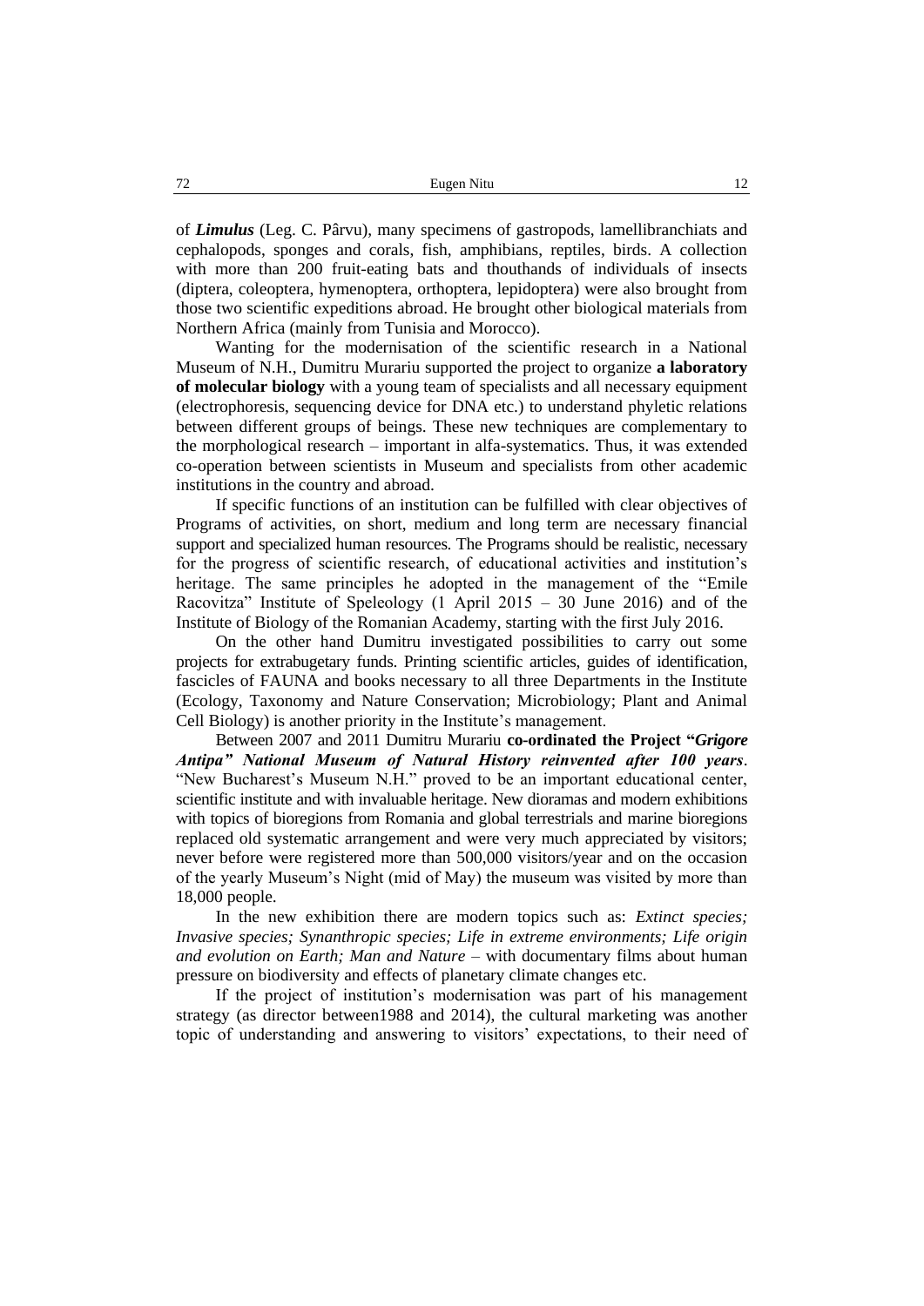of ***Limulus*** (Leg. C. Pârvu), many specimens of gastropods, lamellibranchiats and cephalopods, sponges and corals, fish, amphibians, reptiles, birds. A collection with more than 200 fruit-eating bats and thouthands of individuals of insects (diptera, coleoptera, hymenoptera, orthoptera, lepidoptera) were also brought from those two scientific expeditions abroad. He brought other biological materials from Northern Africa (mainly from Tunisia and Morocco).

Wanting for the modernisation of the scientific research in a National Museum of N.H., Dumitru Murariu supported the project to organize **a laboratory of molecular biology** with a young team of specialists and all necessary equipment (electrophoresis, sequencing device for DNA etc.) to understand phyletic relations between different groups of beings. These new techniques are complementary to the morphological research – important in alfa-systematics. Thus, it was extended co-operation between scientists in Museum and specialists from other academic institutions in the country and abroad.

If specific functions of an institution can be fulfilled with clear objectives of Programs of activities, on short, medium and long term are necessary financial support and specialized human resources. The Programs should be realistic, necessary for the progress of scientific research, of educational activities and institution's heritage. The same principles he adopted in the management of the "Emile Racovitza" Institute of Speleology (1 April 2015 – 30 June 2016) and of the Institute of Biology of the Romanian Academy, starting with the first July 2016.

On the other hand Dumitru investigated possibilities to carry out some projects for extrabugetary funds. Printing scientific articles, guides of identification, fascicles of FAUNA and books necessary to all three Departments in the Institute (Ecology, Taxonomy and Nature Conservation; Microbiology; Plant and Animal Cell Biology) is another priority in the Institute's management.

Between 2007 and 2011 Dumitru Murariu **co-ordinated the Project "*Grigore Antipa" National Museum of Natural History reinvented after 100 years***. "New Bucharest's Museum N.H." proved to be an important educational center, scientific institute and with invaluable heritage. New dioramas and modern exhibitions with topics of bioregions from Romania and global terrestrials and marine bioregions replaced old systematic arrangement and were very much appreciated by visitors; never before were registered more than 500,000 visitors/year and on the occasion of the yearly Museum's Night (mid of May) the museum was visited by more than 18,000 people.

In the new exhibition there are modern topics such as: *Extinct species; Invasive species; Synanthropic species; Life in extreme environments; Life origin and evolution on Earth; Man and Nature* – with documentary films about human pressure on biodiversity and effects of planetary climate changes etc.

If the project of institution's modernisation was part of his management strategy (as director between1988 and 2014), the cultural marketing was another topic of understanding and answering to visitors' expectations, to their need of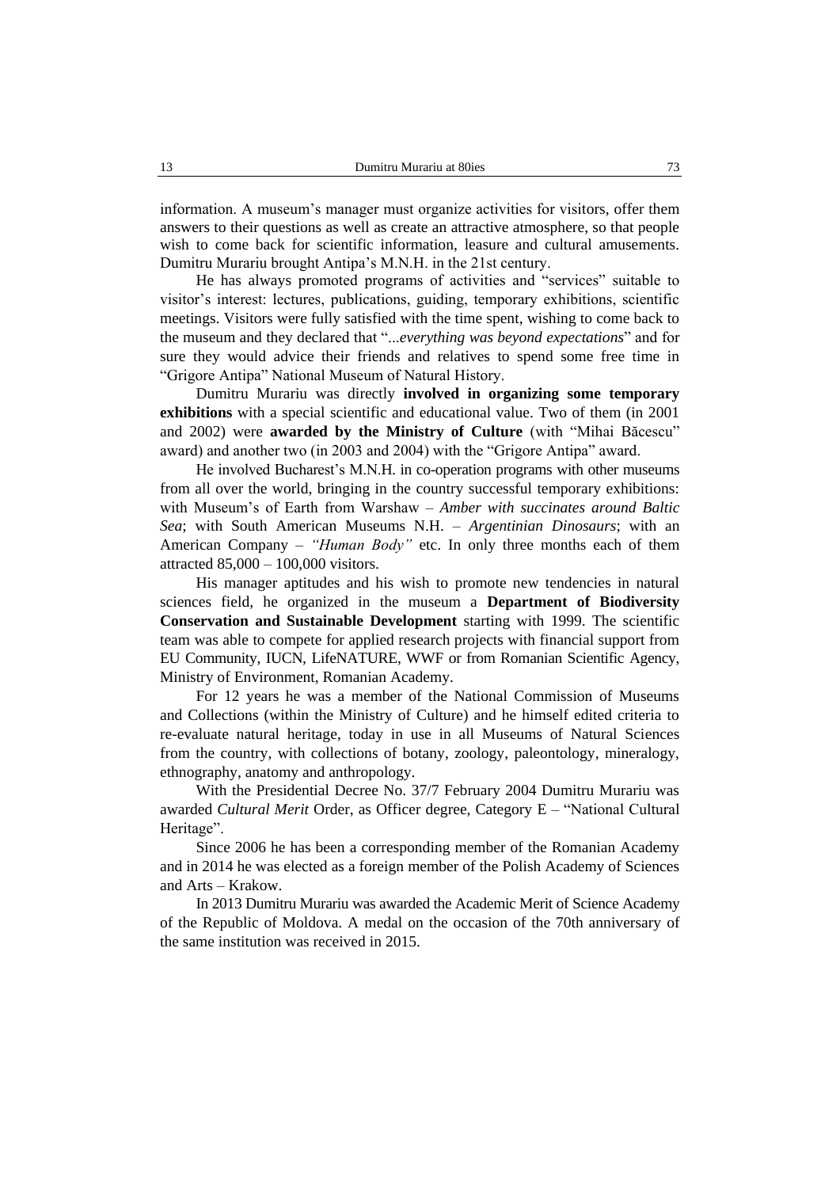information. A museum's manager must organize activities for visitors, offer them answers to their questions as well as create an attractive atmosphere, so that people wish to come back for scientific information, leasure and cultural amusements. Dumitru Murariu brought Antipa's M.N.H. in the 21st century.

He has always promoted programs of activities and "services" suitable to visitor's interest: lectures, publications, guiding, temporary exhibitions, scientific meetings. Visitors were fully satisfied with the time spent, wishing to come back to the museum and they declared that "*...everything was beyond expectations*" and for sure they would advice their friends and relatives to spend some free time in "Grigore Antipa" National Museum of Natural History.

Dumitru Murariu was directly **involved in organizing some temporary exhibitions** with a special scientific and educational value. Two of them (in 2001 and 2002) were **awarded by the Ministry of Culture** (with "Mihai Băcescu" award) and another two (in 2003 and 2004) with the "Grigore Antipa" award.

He involved Bucharest's M.N.H. in co-operation programs with other museums from all over the world, bringing in the country successful temporary exhibitions: with Museum's of Earth from Warshaw – *Amber with succinates around Baltic Sea*; with South American Museums N.H. – *Argentinian Dinosaurs*; with an American Company – *"Human Body"* etc. In only three months each of them attracted 85,000 – 100,000 visitors.

His manager aptitudes and his wish to promote new tendencies in natural sciences field, he organized in the museum a **Department of Biodiversity Conservation and Sustainable Development** starting with 1999. The scientific team was able to compete for applied research projects with financial support from EU Community, IUCN, LifeNATURE, WWF or from Romanian Scientific Agency, Ministry of Environment, Romanian Academy.

For 12 years he was a member of the National Commission of Museums and Collections (within the Ministry of Culture) and he himself edited criteria to re-evaluate natural heritage, today in use in all Museums of Natural Sciences from the country, with collections of botany, zoology, paleontology, mineralogy, ethnography, anatomy and anthropology.

With the Presidential Decree No. 37/7 February 2004 Dumitru Murariu was awarded *Cultural Merit* Order, as Officer degree, Category E – "National Cultural Heritage".

Since 2006 he has been a corresponding member of the Romanian Academy and in 2014 he was elected as a foreign member of the Polish Academy of Sciences and Arts – Krakow.

In 2013 Dumitru Murariu was awarded the Academic Merit of Science Academy of the Republic of Moldova. A medal on the occasion of the 70th anniversary of the same institution was received in 2015.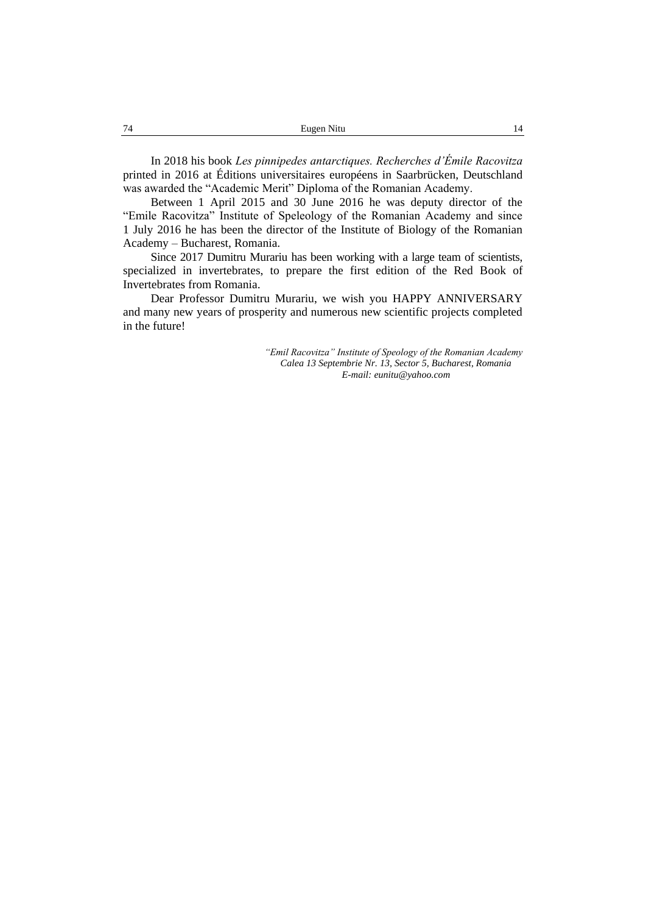In 2018 his book *Les pinnipedes antarctiques. Recherches d'Émile Racovitza* printed in 2016 at Éditions universitaires européens in Saarbrücken, Deutschland was awarded the "Academic Merit" Diploma of the Romanian Academy.

Between 1 April 2015 and 30 June 2016 he was deputy director of the "Emile Racovitza" Institute of Speleology of the Romanian Academy and since 1 July 2016 he has been the director of the Institute of Biology of the Romanian Academy – Bucharest, Romania.

Since 2017 Dumitru Murariu has been working with a large team of scientists, specialized in invertebrates, to prepare the first edition of the Red Book of Invertebrates from Romania.

Dear Professor Dumitru Murariu, we wish you HAPPY ANNIVERSARY and many new years of prosperity and numerous new scientific projects completed in the future!

*"Emil Racovitza" Institute of Speology of the Romanian Academy*
*Calea 13 Septembrie Nr. 13, Sector 5, Bucharest, Romania*
*E-mail: eunitu@yahoo.com*